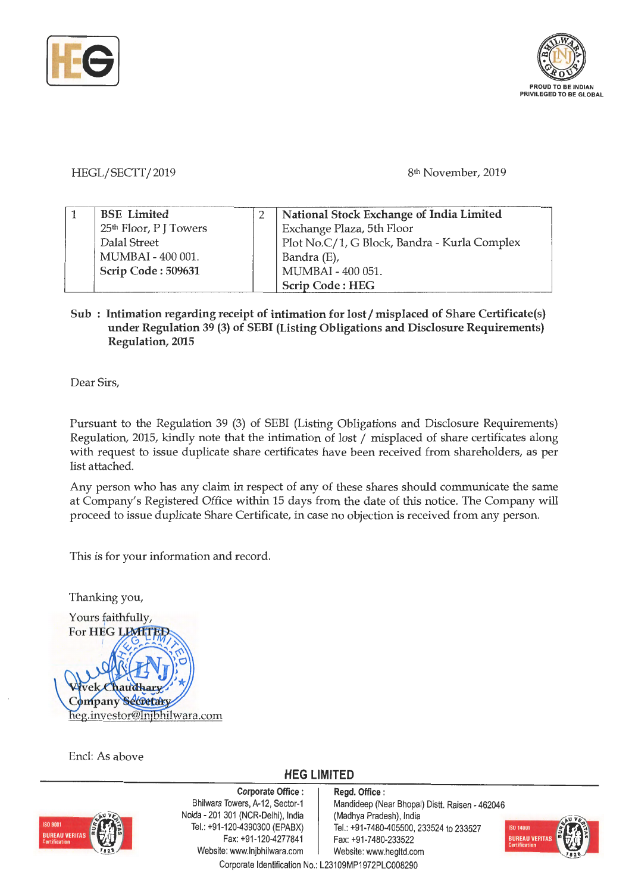HEGL/SECTT/2019

8th November, 2019

| 1 | **BSE Limited**<br>25th Floor, P J Towers<br>Dalal Street<br>MUMBAI - 400 001.<br>**Scrip Code : 509631** | 2 | **National Stock Exchange of India Limited**<br>Exchange Plaza, 5th Floor<br>Plot No.C/1, G Block, Bandra - Kurla Complex<br>Bandra (E),<br>MUMBAI - 400 051.<br>**Scrip Code : HEG** |
|---|---|---|---|

**Sub : Intimation regarding receipt of intimation for lost / misplaced of Share Certificate(s) under Regulation 39 (3) of SEBI (Listing Obligations and Disclosure Requirements) Regulation, 2015**

Dear Sirs,

Pursuant to the Regulation 39 (3) of SEBI (Listing Obligations and Disclosure Requirements) Regulation, 2015, kindly note that the intimation of lost / misplaced of share certificates along with request to issue duplicate share certificates have been received from shareholders, as per list attached.

Any person who has any claim in respect of any of these shares should communicate the same at Company's Registered Office within 15 days from the date of this notice. The Company will proceed to issue duplicate Share Certificate, in case no objection is received from any person.

This is for your information and record.

Thanking you,

Yours faithfully,
For HEG LIMITED

Vivek Chaudhary
Company Secretary
heg.investor@lnjbhilwara.com

Encl: As above

**HEG LIMITED**

**Corporate Office :**
Bhilwara Towers, A-12, Sector-1
Noida - 201 301 (NCR-Delhi), India
Tel.: +91-120-4390300 (EPABX)
Fax: +91-120-4277841
Website: www.lnjbhilwara.com

**Regd. Office :**
Mandideep (Near Bhopal) Distt. Raisen - 462046
(Madhya Pradesh), India
Tel.: +91-7480-405500, 233524 to 233527
Fax: +91-7480-233522
Website: www.hegltd.com

Corporate Identification No.: L23109MP1972PLC008290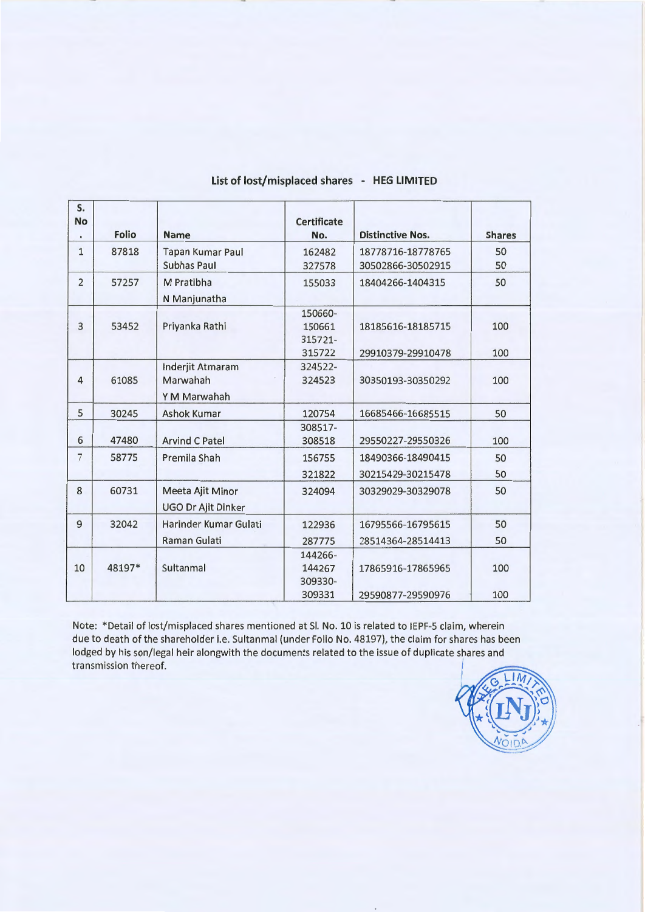**List of lost/misplaced shares - HEG LIMITED**

| S. No. | Folio | Name | Certificate No. | Distinctive Nos. | Shares |
|---|---|---|---|---|---|
| 1 | 87818 | Tapan Kumar Paul<br>Subhas Paul | 162482<br>327578 | 18778716-18778765<br>30502866-30502915 | 50<br>50 |
| 2 | 57257 | M Pratibha<br>N Manjunatha | 155033 | 18404266-1404315 | 50 |
| 3 | 53452 | Priyanka Rathi | 150660-150661<br>315721-315722 | 18185616-18185715<br>29910379-29910478 | 100<br>100 |
| 4 | 61085 | Inderjit Atmaram Marwahah<br>Y M Marwahah | 324522-324523 | 30350193-30350292 | 100 |
| 5 | 30245 | Ashok Kumar | 120754 | 16685466-16685515 | 50 |
| 6 | 47480 | Arvind C Patel | 308517-308518 | 29550227-29550326 | 100 |
| 7 | 58775 | Premila Shah | 156755<br>321822 | 18490366-18490415<br>30215429-30215478 | 50<br>50 |
| 8 | 60731 | Meeta Ajit Minor<br>UGO Dr Ajit Dinker | 324094 | 30329029-30329078 | 50 |
| 9 | 32042 | Harinder Kumar Gulati<br>Raman Gulati | 122936<br>287775 | 16795566-16795615<br>28514364-28514413 | 50<br>50 |
| 10 | 48197* | Sultanmal | 144266-144267<br>309330-309331 | 17865916-17865965<br>29590877-29590976 | 100<br>100 |

Note: *Detail of lost/misplaced shares mentioned at Sl. No. 10 is related to IEPF-5 claim, wherein due to death of the shareholder i.e. Sultanmal (under Folio No. 48197), the claim for shares has been lodged by his son/legal heir alongwith the documents related to the issue of duplicate shares and transmission thereof.